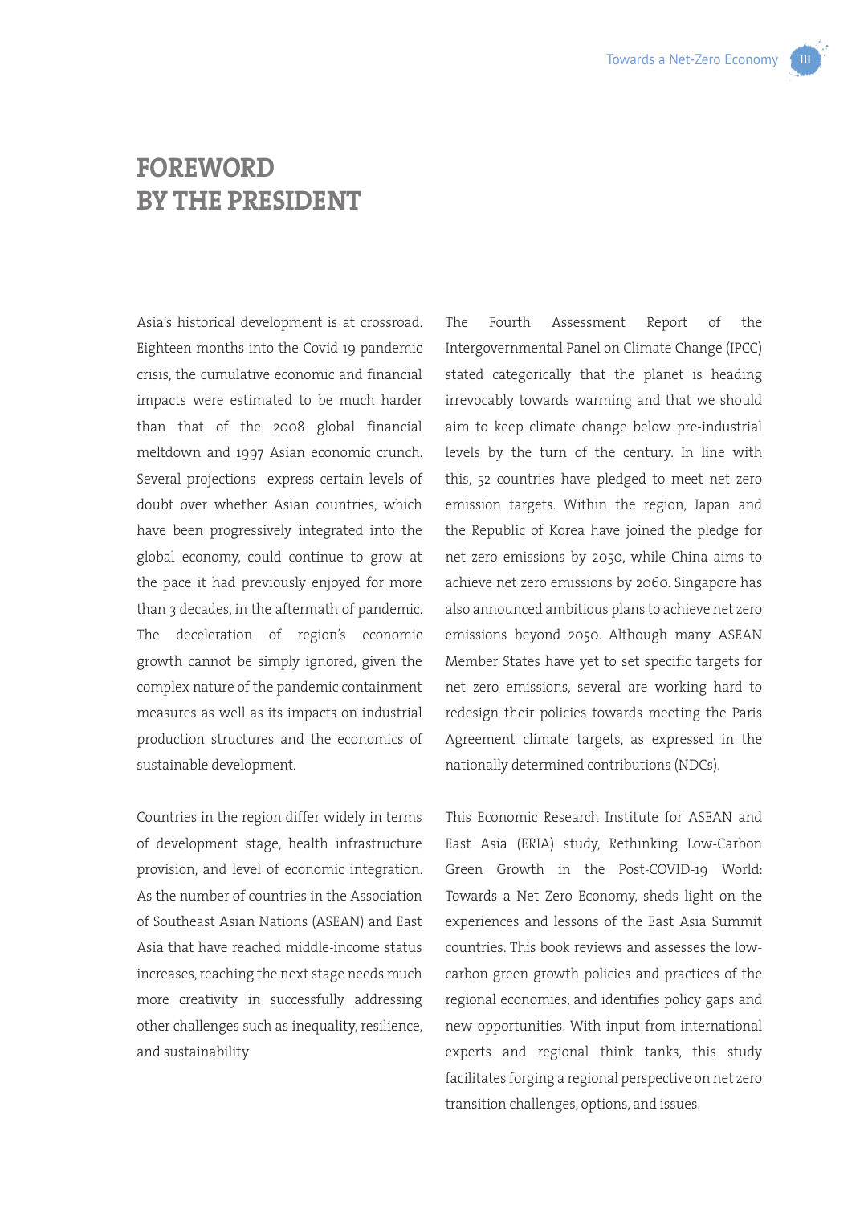# FOREWORD BY THE PRESIDENT

Asia's historical development is at crossroad. Eighteen months into the Covid-19 pandemic crisis, the cumulative economic and financial impacts were estimated to be much harder than that of the 2008 global financial meltdown and 1997 Asian economic crunch. Several projections express certain levels of doubt over whether Asian countries, which have been progressively integrated into the global economy, could continue to grow at the pace it had previously enjoyed for more than 3 decades, in the aftermath of pandemic. The deceleration of region's economic growth cannot be simply ignored, given the complex nature of the pandemic containment measures as well as its impacts on industrial production structures and the economics of sustainable development.

Countries in the region differ widely in terms of development stage, health infrastructure provision, and level of economic integration. As the number of countries in the Association of Southeast Asian Nations (ASEAN) and East Asia that have reached middle-income status increases, reaching the next stage needs much more creativity in successfully addressing other challenges such as inequality, resilience, and sustainability

The Fourth Assessment Report of the Intergovernmental Panel on Climate Change (IPCC) stated categorically that the planet is heading irrevocably towards warming and that we should aim to keep climate change below pre-industrial levels by the turn of the century. In line with this, 52 countries have pledged to meet net zero emission targets. Within the region, Japan and the Republic of Korea have joined the pledge for net zero emissions by 2050, while China aims to achieve net zero emissions by 2060. Singapore has also announced ambitious plans to achieve net zero emissions beyond 2050. Although many ASEAN Member States have yet to set specific targets for net zero emissions, several are working hard to redesign their policies towards meeting the Paris Agreement climate targets, as expressed in the nationally determined contributions (NDCs).

This Economic Research Institute for ASEAN and East Asia (ERIA) study, Rethinking Low-Carbon Green Growth in the Post-COVID-19 World: Towards a Net Zero Economy, sheds light on the experiences and lessons of the East Asia Summit countries. This book reviews and assesses the low-carbon green growth policies and practices of the regional economies, and identifies policy gaps and new opportunities. With input from international experts and regional think tanks, this study facilitates forging a regional perspective on net zero transition challenges, options, and issues.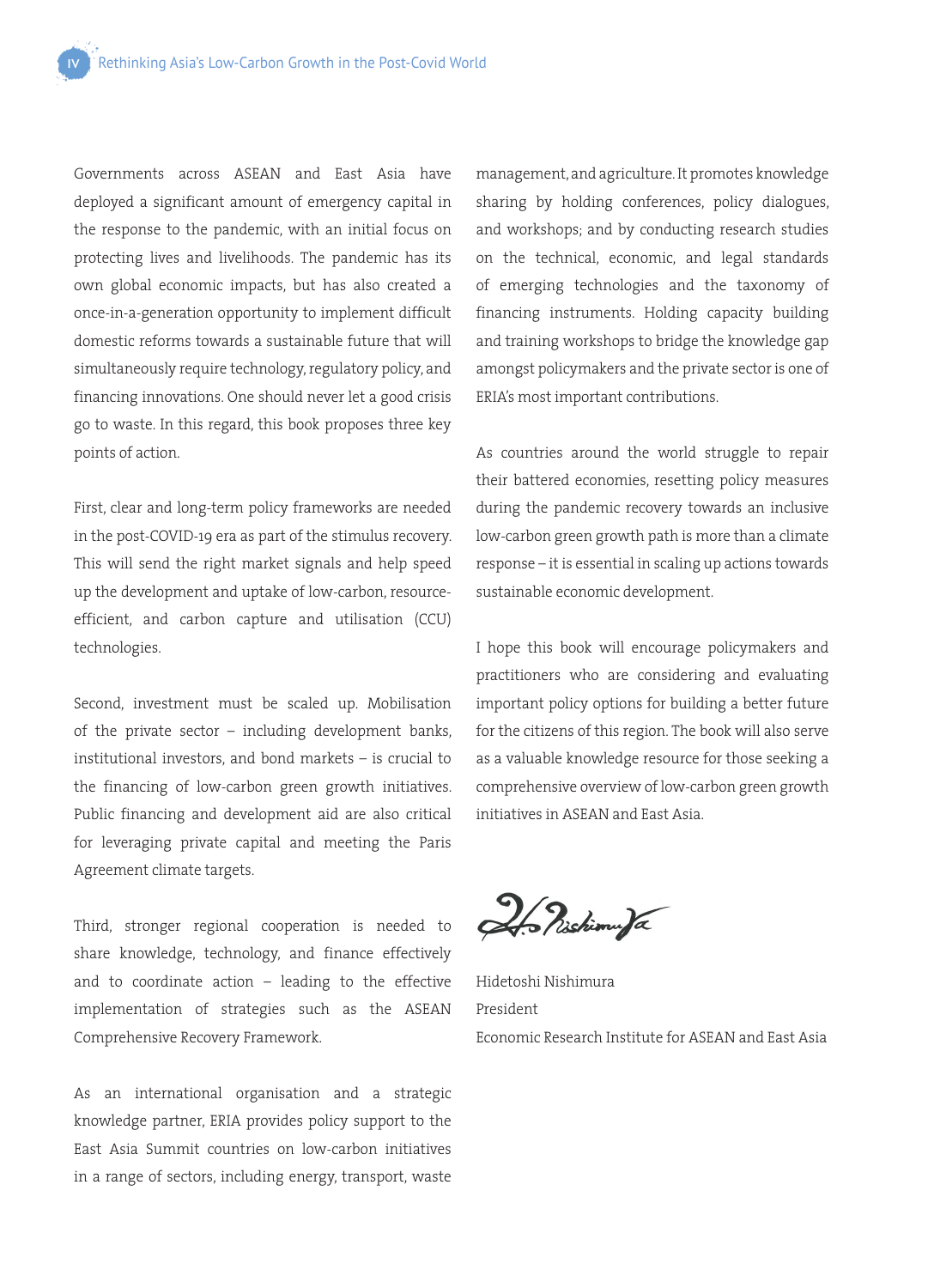Governments across ASEAN and East Asia have deployed a significant amount of emergency capital in the response to the pandemic, with an initial focus on protecting lives and livelihoods. The pandemic has its own global economic impacts, but has also created a once-in-a-generation opportunity to implement difficult domestic reforms towards a sustainable future that will simultaneously require technology, regulatory policy, and financing innovations. One should never let a good crisis go to waste. In this regard, this book proposes three key points of action.

First, clear and long-term policy frameworks are needed in the post-COVID-19 era as part of the stimulus recovery. This will send the right market signals and help speed up the development and uptake of low-carbon, resource-efficient, and carbon capture and utilisation (CCU) technologies.

Second, investment must be scaled up. Mobilisation of the private sector – including development banks, institutional investors, and bond markets – is crucial to the financing of low-carbon green growth initiatives. Public financing and development aid are also critical for leveraging private capital and meeting the Paris Agreement climate targets.

Third, stronger regional cooperation is needed to share knowledge, technology, and finance effectively and to coordinate action – leading to the effective implementation of strategies such as the ASEAN Comprehensive Recovery Framework.

As an international organisation and a strategic knowledge partner, ERIA provides policy support to the East Asia Summit countries on low-carbon initiatives in a range of sectors, including energy, transport, waste management, and agriculture. It promotes knowledge sharing by holding conferences, policy dialogues, and workshops; and by conducting research studies on the technical, economic, and legal standards of emerging technologies and the taxonomy of financing instruments. Holding capacity building and training workshops to bridge the knowledge gap amongst policymakers and the private sector is one of ERIA's most important contributions.

As countries around the world struggle to repair their battered economies, resetting policy measures during the pandemic recovery towards an inclusive low-carbon green growth path is more than a climate response – it is essential in scaling up actions towards sustainable economic development.

I hope this book will encourage policymakers and practitioners who are considering and evaluating important policy options for building a better future for the citizens of this region. The book will also serve as a valuable knowledge resource for those seeking a comprehensive overview of low-carbon green growth initiatives in ASEAN and East Asia.

Hidetoshi Nishimura
President
Economic Research Institute for ASEAN and East Asia